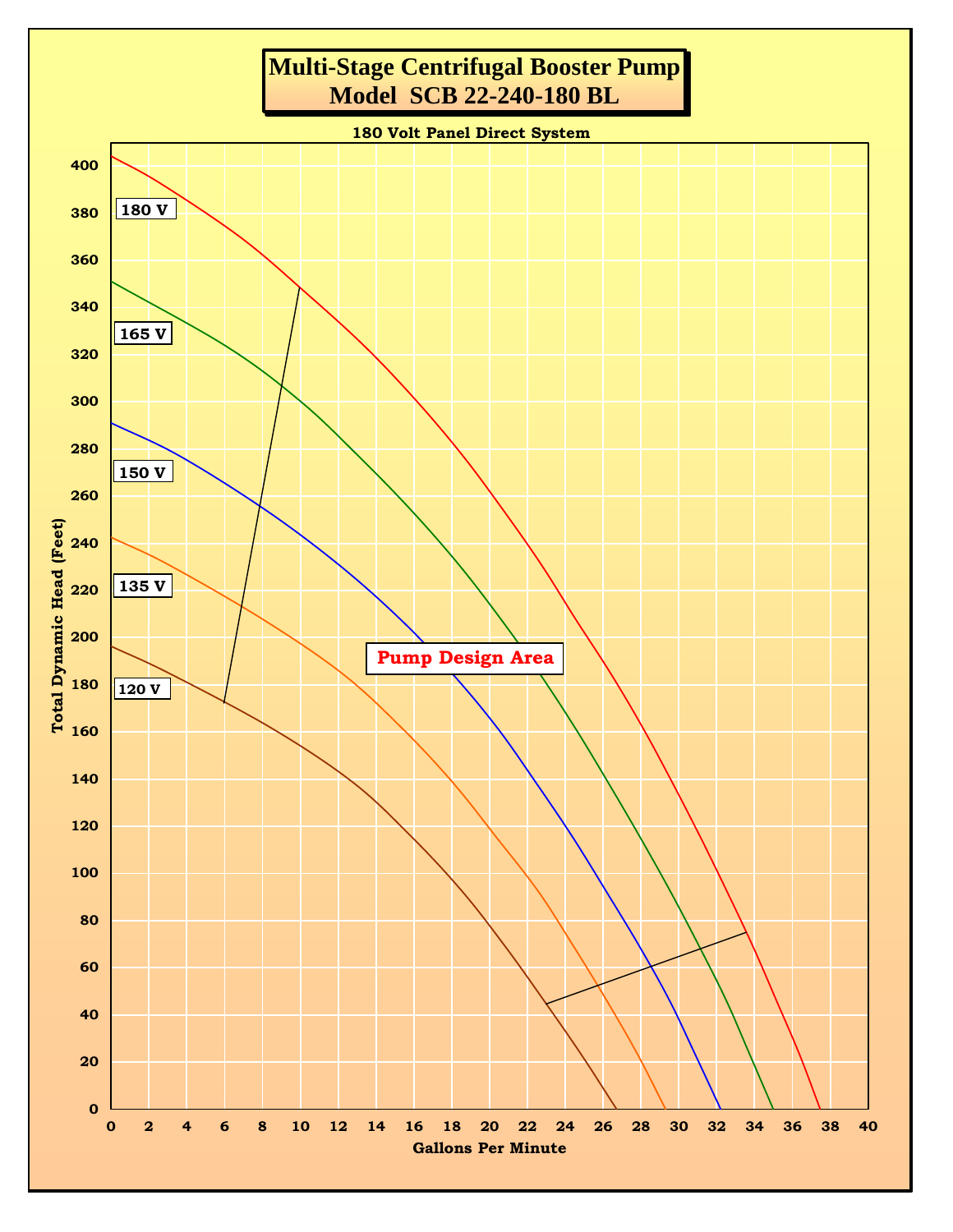# Multi-Stage Centrifugal Booster Pump
# Model SCB 22-240-180 BL

180 Volt Panel Direct System

180 V

165 V

150 V

135 V

120 V

Pump Design Area

Total Dynamic Head (Feet)

0
20
40
60
80
100
120
140
160
180
200
220
240
260
280
300
320
340
360
380
400

0 2 4 6 8 10 12 14 16 18 20 22 24 26 28 30 32 34 36 38 40

Gallons Per Minute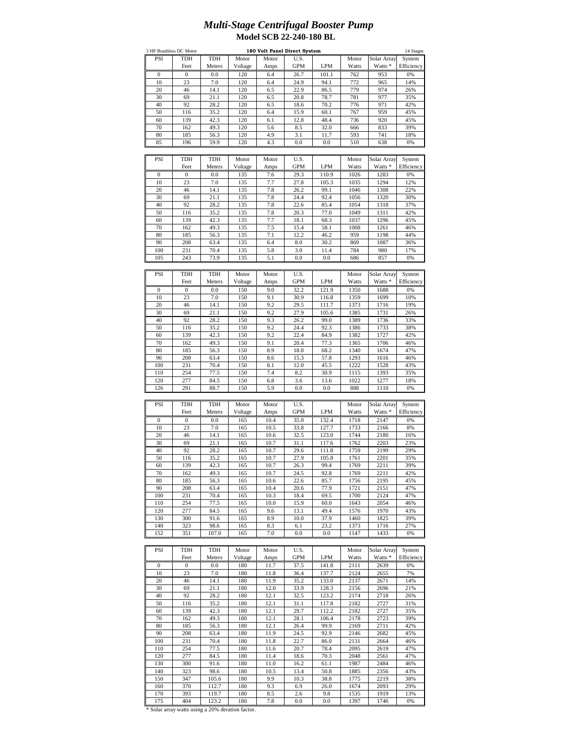# *Multi-Stage Centrifugal Booster Pump*

**Model SCB 22-240-180 BL**

3 HP Brushless DC Motor — **180 Volt Panel Direct System** — 14 Stages

| PSI | TDH Feet | TDH Meters | Motor Voltage | Motor Amps | U.S. GPM | LPM | Motor Watts | Solar Array Watts * | System Efficiency |
|---|---|---|---|---|---|---|---|---|---|
| 0 | 0 | 0.0 | 120 | 6.4 | 26.7 | 101.1 | 762 | 953 | 0% |
| 10 | 23 | 7.0 | 120 | 6.4 | 24.9 | 94.1 | 772 | 965 | 14% |
| 20 | 46 | 14.1 | 120 | 6.5 | 22.9 | 86.5 | 779 | 974 | 26% |
| 30 | 69 | 21.1 | 120 | 6.5 | 20.8 | 78.7 | 781 | 977 | 35% |
| 40 | 92 | 28.2 | 120 | 6.5 | 18.6 | 70.2 | 776 | 971 | 42% |
| 50 | 116 | 35.2 | 120 | 6.4 | 15.9 | 60.1 | 767 | 959 | 45% |
| 60 | 139 | 42.3 | 120 | 6.1 | 12.8 | 48.4 | 736 | 920 | 45% |
| 70 | 162 | 49.3 | 120 | 5.6 | 8.5 | 32.0 | 666 | 833 | 39% |
| 80 | 185 | 56.3 | 120 | 4.9 | 3.1 | 11.7 | 593 | 741 | 18% |
| 85 | 196 | 59.9 | 120 | 4.3 | 0.0 | 0.0 | 510 | 638 | 0% |

| PSI | TDH Feet | TDH Meters | Motor Voltage | Motor Amps | U.S. GPM | LPM | Motor Watts | Solar Array Watts * | System Efficiency |
|---|---|---|---|---|---|---|---|---|---|
| 0 | 0 | 0.0 | 135 | 7.6 | 29.3 | 110.9 | 1026 | 1283 | 0% |
| 10 | 23 | 7.0 | 135 | 7.7 | 27.8 | 105.3 | 1035 | 1294 | 12% |
| 20 | 46 | 14.1 | 135 | 7.8 | 26.2 | 99.1 | 1046 | 1308 | 22% |
| 30 | 69 | 21.1 | 135 | 7.8 | 24.4 | 92.4 | 1056 | 1320 | 30% |
| 40 | 92 | 28.2 | 135 | 7.8 | 22.6 | 85.4 | 1054 | 1318 | 37% |
| 50 | 116 | 35.2 | 135 | 7.8 | 20.3 | 77.0 | 1049 | 1311 | 42% |
| 60 | 139 | 42.3 | 135 | 7.7 | 18.1 | 68.3 | 1037 | 1296 | 45% |
| 70 | 162 | 49.3 | 135 | 7.5 | 15.4 | 58.1 | 1008 | 1261 | 46% |
| 80 | 185 | 56.3 | 135 | 7.1 | 12.2 | 46.2 | 959 | 1198 | 44% |
| 90 | 208 | 63.4 | 135 | 6.4 | 8.0 | 30.2 | 869 | 1087 | 36% |
| 100 | 231 | 70.4 | 135 | 5.8 | 3.0 | 11.4 | 784 | 980 | 17% |
| 105 | 243 | 73.9 | 135 | 5.1 | 0.0 | 0.0 | 686 | 857 | 0% |

| PSI | TDH Feet | TDH Meters | Motor Voltage | Motor Amps | U.S. GPM | LPM | Motor Watts | Solar Array Watts * | System Efficiency |
|---|---|---|---|---|---|---|---|---|---|
| 0 | 0 | 0.0 | 150 | 9.0 | 32.2 | 121.9 | 1350 | 1688 | 0% |
| 10 | 23 | 7.0 | 150 | 9.1 | 30.9 | 116.8 | 1359 | 1699 | 10% |
| 20 | 46 | 14.1 | 150 | 9.2 | 29.5 | 111.7 | 1373 | 1716 | 19% |
| 30 | 69 | 21.1 | 150 | 9.2 | 27.9 | 105.6 | 1385 | 1731 | 26% |
| 40 | 92 | 28.2 | 150 | 9.3 | 26.2 | 99.0 | 1389 | 1736 | 33% |
| 50 | 116 | 35.2 | 150 | 9.2 | 24.4 | 92.3 | 1386 | 1733 | 38% |
| 60 | 139 | 42.3 | 150 | 9.2 | 22.4 | 84.9 | 1382 | 1727 | 42% |
| 70 | 162 | 49.3 | 150 | 9.1 | 20.4 | 77.3 | 1365 | 1706 | 46% |
| 80 | 185 | 56.3 | 150 | 8.9 | 18.0 | 68.2 | 1340 | 1674 | 47% |
| 90 | 208 | 63.4 | 150 | 8.6 | 15.3 | 57.8 | 1293 | 1616 | 46% |
| 100 | 231 | 70.4 | 150 | 8.1 | 12.0 | 45.5 | 1222 | 1528 | 43% |
| 110 | 254 | 77.5 | 150 | 7.4 | 8.2 | 30.9 | 1115 | 1393 | 35% |
| 120 | 277 | 84.5 | 150 | 6.8 | 3.6 | 13.6 | 1022 | 1277 | 18% |
| 126 | 291 | 88.7 | 150 | 5.9 | 0.0 | 0.0 | 888 | 1110 | 0% |

| PSI | TDH Feet | TDH Meters | Motor Voltage | Motor Amps | U.S. GPM | LPM | Motor Watts | Solar Array Watts * | System Efficiency |
|---|---|---|---|---|---|---|---|---|---|
| 0 | 0 | 0.0 | 165 | 10.4 | 35.0 | 132.4 | 1718 | 2147 | 0% |
| 10 | 23 | 7.0 | 165 | 10.5 | 33.8 | 127.7 | 1733 | 2166 | 8% |
| 20 | 46 | 14.1 | 165 | 10.6 | 32.5 | 123.0 | 1744 | 2180 | 16% |
| 30 | 69 | 21.1 | 165 | 10.7 | 31.1 | 117.6 | 1762 | 2203 | 23% |
| 40 | 92 | 28.2 | 165 | 10.7 | 29.6 | 111.8 | 1759 | 2199 | 29% |
| 50 | 116 | 35.2 | 165 | 10.7 | 27.9 | 105.8 | 1761 | 2201 | 35% |
| 60 | 139 | 42.3 | 165 | 10.7 | 26.3 | 99.4 | 1769 | 2211 | 39% |
| 70 | 162 | 49.3 | 165 | 10.7 | 24.5 | 92.8 | 1769 | 2211 | 42% |
| 80 | 185 | 56.3 | 165 | 10.6 | 22.6 | 85.7 | 1756 | 2195 | 45% |
| 90 | 208 | 63.4 | 165 | 10.4 | 20.6 | 77.9 | 1721 | 2151 | 47% |
| 100 | 231 | 70.4 | 165 | 10.3 | 18.4 | 69.5 | 1700 | 2124 | 47% |
| 110 | 254 | 77.5 | 165 | 10.0 | 15.9 | 60.0 | 1643 | 2054 | 46% |
| 120 | 277 | 84.5 | 165 | 9.6 | 13.1 | 49.4 | 1576 | 1970 | 43% |
| 130 | 300 | 91.6 | 165 | 8.9 | 10.0 | 37.9 | 1460 | 1825 | 39% |
| 140 | 323 | 98.6 | 165 | 8.3 | 6.1 | 23.2 | 1373 | 1716 | 27% |
| 152 | 351 | 107.0 | 165 | 7.0 | 0.0 | 0.0 | 1147 | 1433 | 0% |

| PSI | TDH Feet | TDH Meters | Motor Voltage | Motor Amps | U.S. GPM | LPM | Motor Watts | Solar Array Watts * | System Efficiency |
|---|---|---|---|---|---|---|---|---|---|
| 0 | 0 | 0.0 | 180 | 11.7 | 37.5 | 141.8 | 2111 | 2639 | 0% |
| 10 | 23 | 7.0 | 180 | 11.8 | 36.4 | 137.7 | 2124 | 2655 | 7% |
| 20 | 46 | 14.1 | 180 | 11.9 | 35.2 | 133.0 | 2137 | 2671 | 14% |
| 30 | 69 | 21.1 | 180 | 12.0 | 33.9 | 128.3 | 2156 | 2696 | 21% |
| 40 | 92 | 28.2 | 180 | 12.1 | 32.5 | 123.2 | 2174 | 2718 | 26% |
| 50 | 116 | 35.2 | 180 | 12.1 | 31.1 | 117.8 | 2182 | 2727 | 31% |
| 60 | 139 | 42.3 | 180 | 12.1 | 29.7 | 112.2 | 2182 | 2727 | 35% |
| 70 | 162 | 49.3 | 180 | 12.1 | 28.1 | 106.4 | 2178 | 2723 | 39% |
| 80 | 185 | 56.3 | 180 | 12.1 | 26.4 | 99.9 | 2169 | 2711 | 42% |
| 90 | 208 | 63.4 | 180 | 11.9 | 24.5 | 92.9 | 2146 | 2682 | 45% |
| 100 | 231 | 70.4 | 180 | 11.8 | 22.7 | 86.0 | 2131 | 2664 | 46% |
| 110 | 254 | 77.5 | 180 | 11.6 | 20.7 | 78.4 | 2095 | 2619 | 47% |
| 120 | 277 | 84.5 | 180 | 11.4 | 18.6 | 70.3 | 2048 | 2561 | 47% |
| 130 | 300 | 91.6 | 180 | 11.0 | 16.2 | 61.1 | 1987 | 2484 | 46% |
| 140 | 323 | 98.6 | 180 | 10.5 | 13.4 | 50.8 | 1885 | 2356 | 43% |
| 150 | 347 | 105.6 | 180 | 9.9 | 10.3 | 38.8 | 1775 | 2219 | 38% |
| 160 | 370 | 112.7 | 180 | 9.3 | 6.9 | 26.0 | 1674 | 2093 | 29% |
| 170 | 393 | 119.7 | 180 | 8.5 | 2.6 | 9.8 | 1535 | 1919 | 13% |
| 175 | 404 | 123.2 | 180 | 7.8 | 0.0 | 0.0 | 1397 | 1746 | 0% |

* Solar array watts using a 20% deration factor.